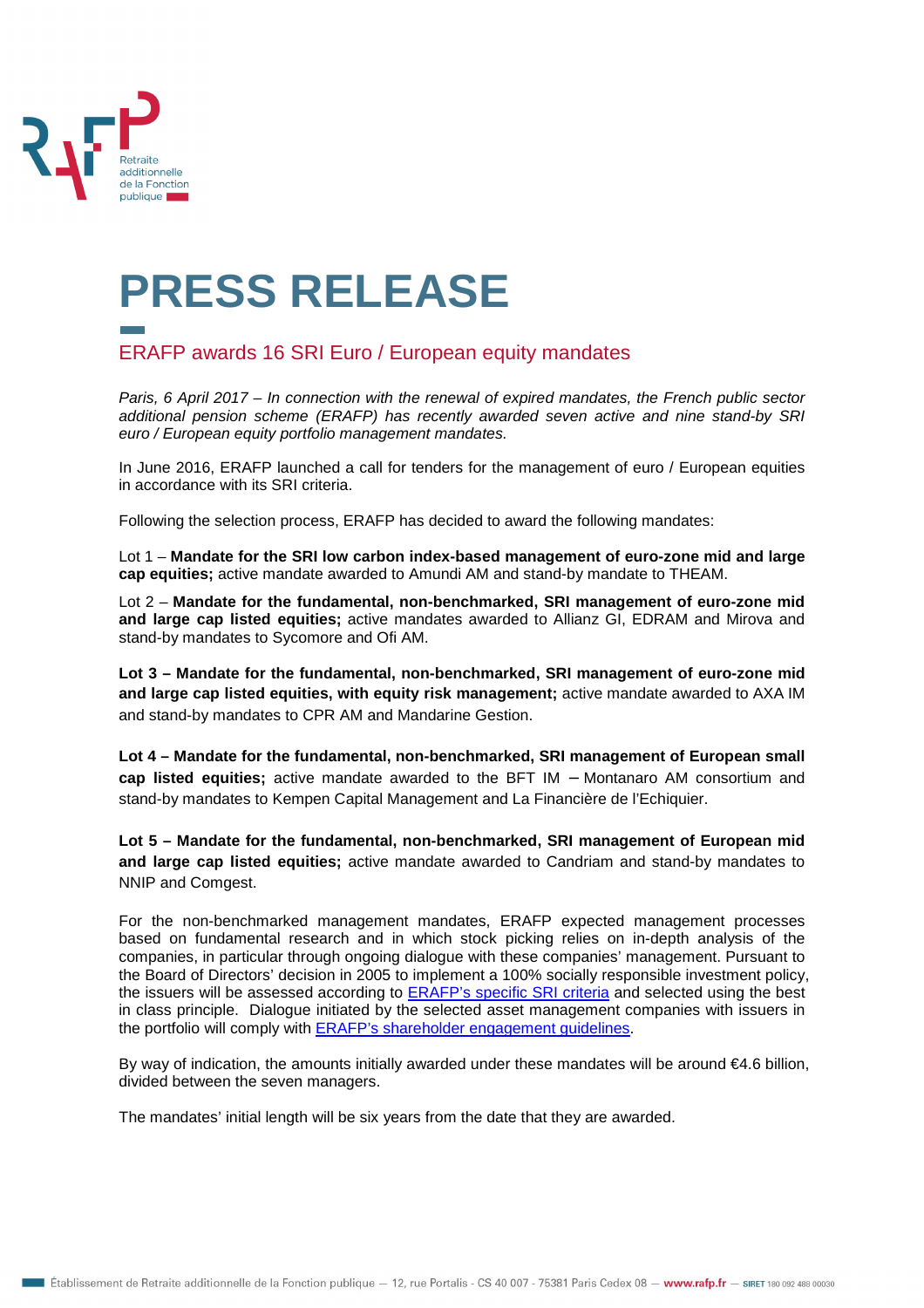# PRESS RELEASE

## ERAFP awards 16 SRI Euro / European equity mandates

*Paris, 6 April 2017 – In connection with the renewal of expired mandates, the French public sector additional pension scheme (ERAFP) has recently awarded seven active and nine stand-by SRI euro / European equity portfolio management mandates.*

In June 2016, ERAFP launched a call for tenders for the management of euro / European equities in accordance with its SRI criteria.

Following the selection process, ERAFP has decided to award the following mandates:

Lot 1 – **Mandate for the SRI low carbon index-based management of euro-zone mid and large cap equities;** active mandate awarded to Amundi AM and stand-by mandate to THEAM.

Lot 2 – **Mandate for the fundamental, non-benchmarked, SRI management of euro-zone mid and large cap listed equities;** active mandates awarded to Allianz GI, EDRAM and Mirova and stand-by mandates to Sycomore and Ofi AM.

**Lot 3 – Mandate for the fundamental, non-benchmarked, SRI management of euro-zone mid and large cap listed equities, with equity risk management;** active mandate awarded to AXA IM and stand-by mandates to CPR AM and Mandarine Gestion.

**Lot 4 – Mandate for the fundamental, non-benchmarked, SRI management of European small cap listed equities;** active mandate awarded to the BFT IM – Montanaro AM consortium and stand-by mandates to Kempen Capital Management and La Financière de l'Echiquier.

**Lot 5 – Mandate for the fundamental, non-benchmarked, SRI management of European mid and large cap listed equities;** active mandate awarded to Candriam and stand-by mandates to NNIP and Comgest.

For the non-benchmarked management mandates, ERAFP expected management processes based on fundamental research and in which stock picking relies on in-depth analysis of the companies, in particular through ongoing dialogue with these companies' management. Pursuant to the Board of Directors' decision in 2005 to implement a 100% socially responsible investment policy, the issuers will be assessed according to ERAFP's specific SRI criteria and selected using the best in class principle. Dialogue initiated by the selected asset management companies with issuers in the portfolio will comply with ERAFP's shareholder engagement guidelines.

By way of indication, the amounts initially awarded under these mandates will be around €4.6 billion, divided between the seven managers.

The mandates' initial length will be six years from the date that they are awarded.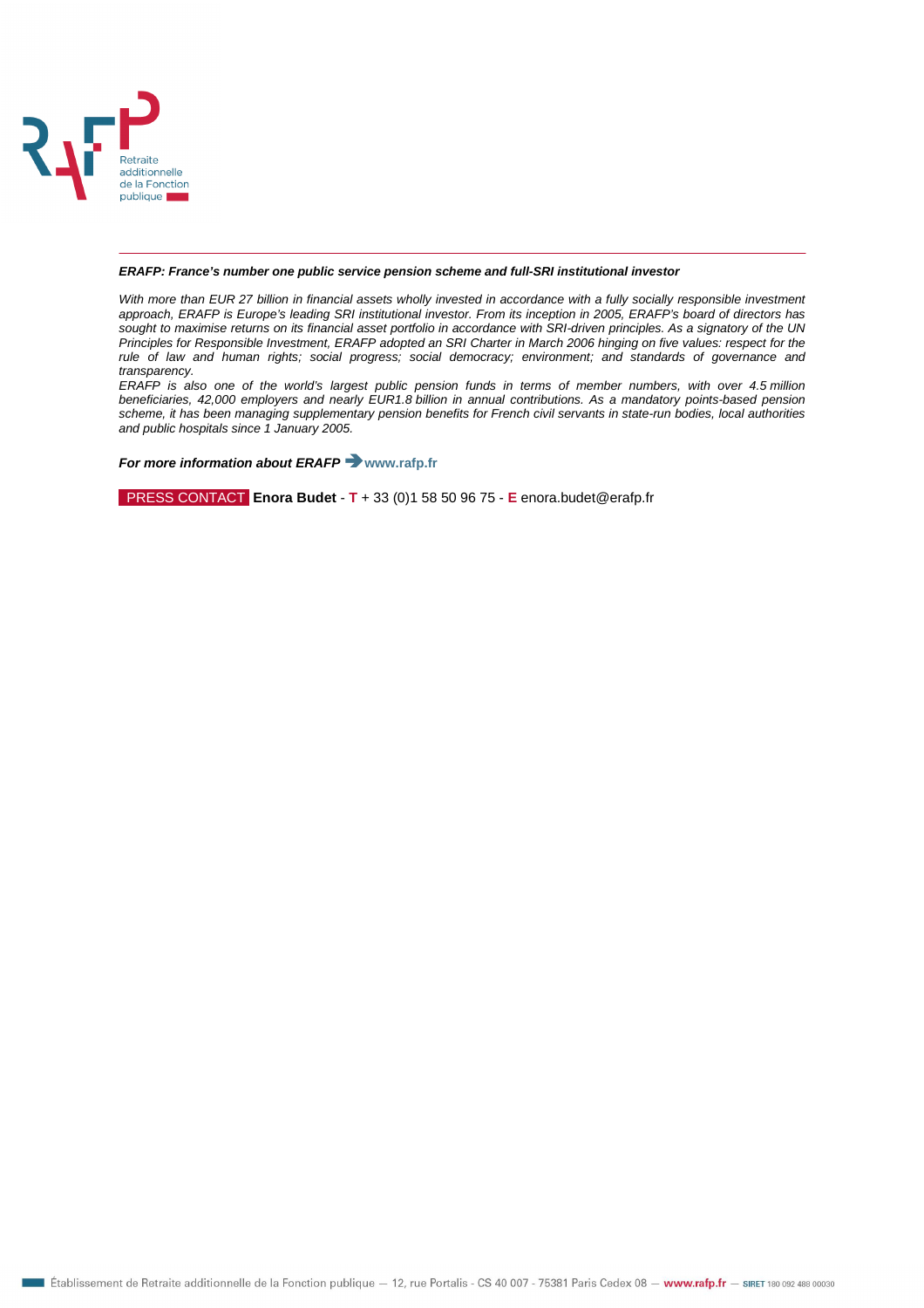***ERAFP: France's number one public service pension scheme and full-SRI institutional investor***

*With more than EUR 27 billion in financial assets wholly invested in accordance with a fully socially responsible investment approach, ERAFP is Europe's leading SRI institutional investor. From its inception in 2005, ERAFP's board of directors has sought to maximise returns on its financial asset portfolio in accordance with SRI-driven principles. As a signatory of the UN Principles for Responsible Investment, ERAFP adopted an SRI Charter in March 2006 hinging on five values: respect for the rule of law and human rights; social progress; social democracy; environment; and standards of governance and transparency.*

*ERAFP is also one of the world's largest public pension funds in terms of member numbers, with over 4.5 million beneficiaries, 42,000 employers and nearly EUR1.8 billion in annual contributions. As a mandatory points-based pension scheme, it has been managing supplementary pension benefits for French civil servants in state-run bodies, local authorities and public hospitals since 1 January 2005.*

***For more information about ERAFP*** ➔ **www.rafp.fr**

PRESS CONTACT **Enora Budet** - **T** + 33 (0)1 58 50 96 75 - **E** enora.budet@erafp.fr

Établissement de Retraite additionnelle de la Fonction publique — 12, rue Portalis - CS 40 007 - 75381 Paris Cedex 08 — **www.rafp.fr** — SIRET 180 092 488 00030